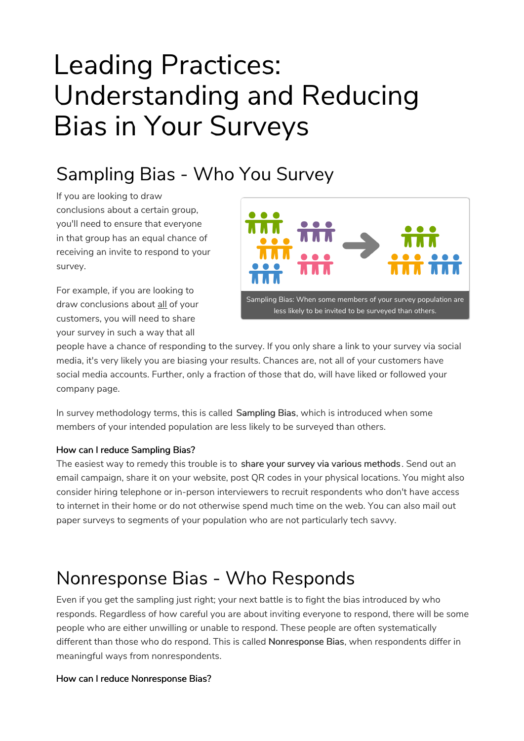# Leading Practices: Understanding and Reducing Bias in Your Surveys

## Sampling Bias - Who You Survey

If you are looking to draw conclusions about a certain group, you'll need to ensure that everyone in that group has an equal chance of receiving an invite to respond to your survey.

Sampling Bias: When some members of your survey population are less likely to be invited to be surveyed than others.

For example, if you are looking to draw conclusions about all of your customers, you will need to share your survey in such a way that all people have a chance of responding to the survey. If you only share a link to your survey via social media, it's very likely you are biasing your results. Chances are, not all of your customers have social media accounts. Further, only a fraction of those that do, will have liked or followed your company page.

In survey methodology terms, this is called **Sampling Bias**, which is introduced when some members of your intended population are less likely to be surveyed than others.

**How can I reduce Sampling Bias?**

The easiest way to remedy this trouble is to **share your survey via various methods**. Send out an email campaign, share it on your website, post QR codes in your physical locations. You might also consider hiring telephone or in-person interviewers to recruit respondents who don't have access to internet in their home or do not otherwise spend much time on the web. You can also mail out paper surveys to segments of your population who are not particularly tech savvy.

## Nonresponse Bias - Who Responds

Even if you get the sampling just right; your next battle is to fight the bias introduced by who responds. Regardless of how careful you are about inviting everyone to respond, there will be some people who are either unwilling or unable to respond. These people are often systematically different than those who do respond. This is called **Nonresponse Bias**, when respondents differ in meaningful ways from nonrespondents.

**How can I reduce Nonresponse Bias?**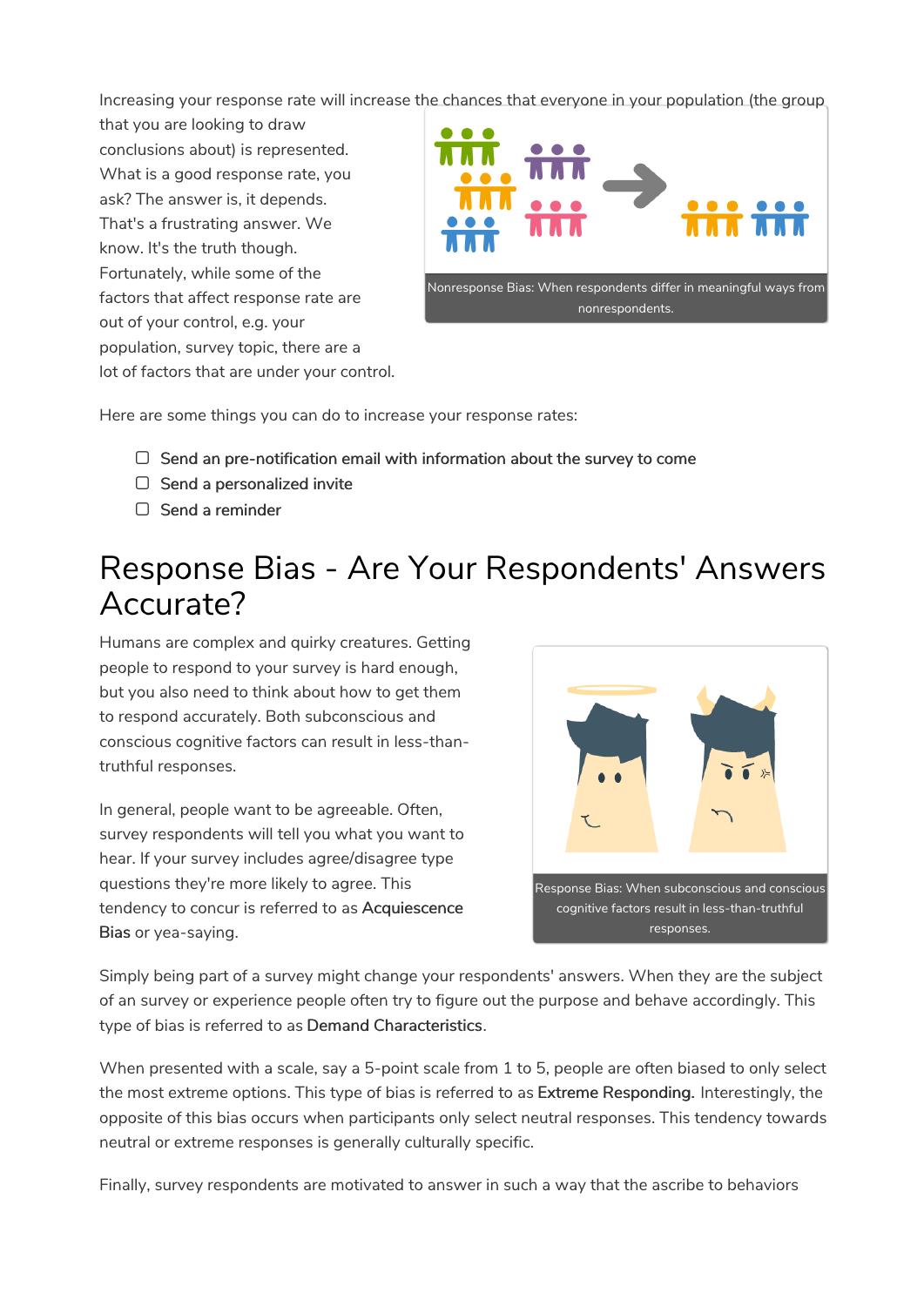Increasing your response rate will increase the chances that everyone in your population (the group that you are looking to draw conclusions about) is represented. What is a good response rate, you ask? The answer is, it depends. That's a frustrating answer. We know. It's the truth though. Fortunately, while some of the factors that affect response rate are out of your control, e.g. your population, survey topic, there are a lot of factors that are under your control.

Nonresponse Bias: When respondents differ in meaningful ways from nonrespondents.

Here are some things you can do to increase your response rates:

- [ ] Send an pre-notification email with information about the survey to come
- [ ] Send a personalized invite
- [ ] Send a reminder

# Response Bias - Are Your Respondents' Answers Accurate?

Humans are complex and quirky creatures. Getting people to respond to your survey is hard enough, but you also need to think about how to get them to respond accurately. Both subconscious and conscious cognitive factors can result in less-than-truthful responses.

In general, people want to be agreeable. Often, survey respondents will tell you what you want to hear. If your survey includes agree/disagree type questions they're more likely to agree. This tendency to concur is referred to as Acquiescence Bias or yea-saying.

Response Bias: When subconscious and conscious cognitive factors result in less-than-truthful responses.

Simply being part of a survey might change your respondents' answers. When they are the subject of an survey or experience people often try to figure out the purpose and behave accordingly. This type of bias is referred to as Demand Characteristics.

When presented with a scale, say a 5-point scale from 1 to 5, people are often biased to only select the most extreme options. This type of bias is referred to as Extreme Responding. Interestingly, the opposite of this bias occurs when participants only select neutral responses. This tendency towards neutral or extreme responses is generally culturally specific.

Finally, survey respondents are motivated to answer in such a way that the ascribe to behaviors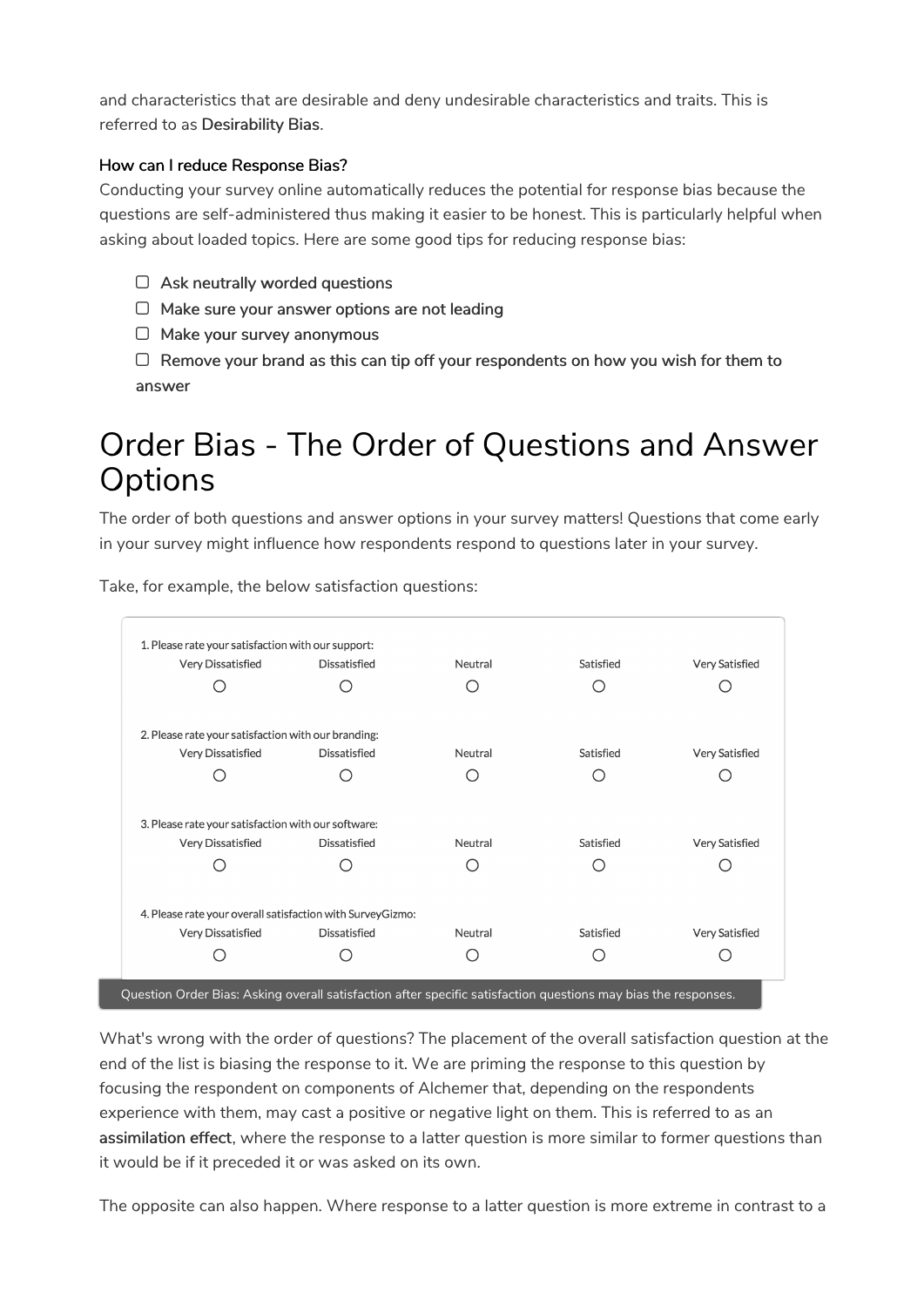and characteristics that are desirable and deny undesirable characteristics and traits. This is referred to as **Desirability Bias**.

#### How can I reduce Response Bias?

Conducting your survey online automatically reduces the potential for response bias because the questions are self-administered thus making it easier to be honest. This is particularly helpful when asking about loaded topics. Here are some good tips for reducing response bias:

- [ ] Ask neutrally worded questions
- [ ] Make sure your answer options are not leading
- [ ] Make your survey anonymous
- [ ] Remove your brand as this can tip off your respondents on how you wish for them to answer

# Order Bias - The Order of Questions and Answer Options

The order of both questions and answer options in your survey matters! Questions that come early in your survey might influence how respondents respond to questions later in your survey.

Take, for example, the below satisfaction questions:

1. Please rate your satisfaction with our support:

| Very Dissatisfied | Dissatisfied | Neutral | Satisfied | Very Satisfied |
|---|---|---|---|---|
| ○ | ○ | ○ | ○ | ○ |

2. Please rate your satisfaction with our branding:

| Very Dissatisfied | Dissatisfied | Neutral | Satisfied | Very Satisfied |
|---|---|---|---|---|
| ○ | ○ | ○ | ○ | ○ |

3. Please rate your satisfaction with our software:

| Very Dissatisfied | Dissatisfied | Neutral | Satisfied | Very Satisfied |
|---|---|---|---|---|
| ○ | ○ | ○ | ○ | ○ |

4. Please rate your overall satisfaction with SurveyGizmo:

| Very Dissatisfied | Dissatisfied | Neutral | Satisfied | Very Satisfied |
|---|---|---|---|---|
| ○ | ○ | ○ | ○ | ○ |

Question Order Bias: Asking overall satisfaction after specific satisfaction questions may bias the responses.

What's wrong with the order of questions? The placement of the overall satisfaction question at the end of the list is biasing the response to it. We are priming the response to this question by focusing the respondent on components of Alchemer that, depending on the respondents experience with them, may cast a positive or negative light on them. This is referred to as an **assimilation effect**, where the response to a latter question is more similar to former questions than it would be if it preceded it or was asked on its own.

The opposite can also happen. Where response to a latter question is more extreme in contrast to a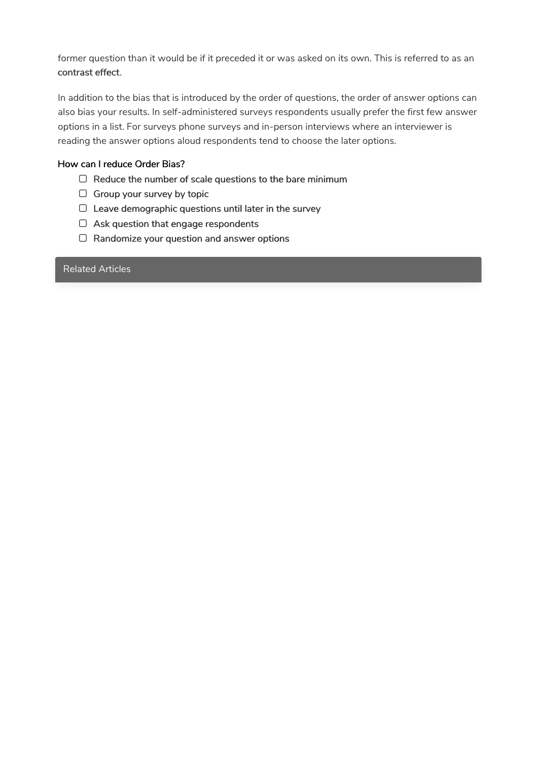former question than it would be if it preceded it or was asked on its own. This is referred to as an **contrast effect**.

In addition to the bias that is introduced by the order of questions, the order of answer options can also bias your results. In self-administered surveys respondents usually prefer the first few answer options in a list. For surveys phone surveys and in-person interviews where an interviewer is reading the answer options aloud respondents tend to choose the later options.

### How can I reduce Order Bias?

- [ ] Reduce the number of scale questions to the bare minimum
- [ ] Group your survey by topic
- [ ] Leave demographic questions until later in the survey
- [ ] Ask question that engage respondents
- [ ] Randomize your question and answer options

Related Articles